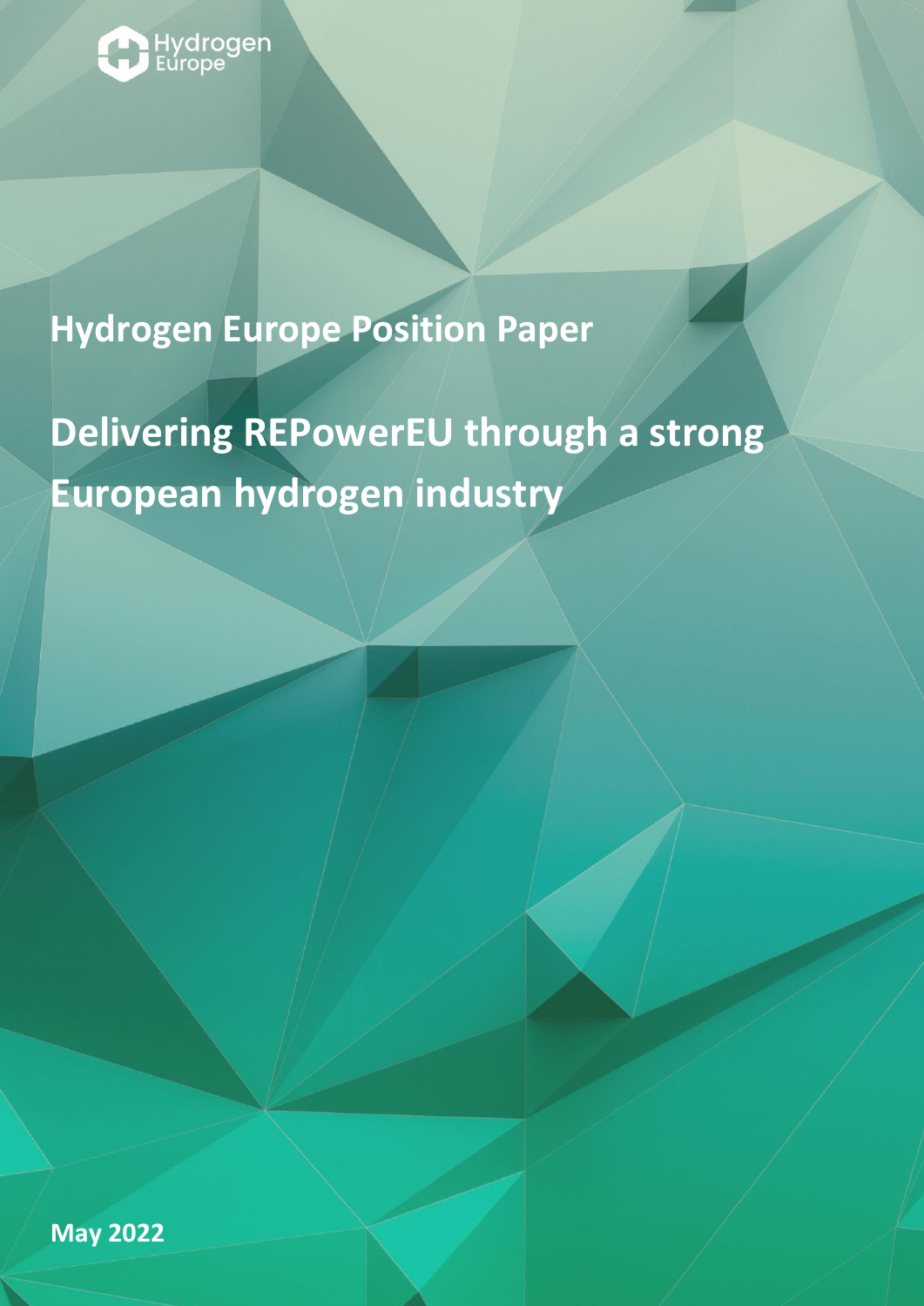Hydrogen Europe

**Hydrogen Europe Position Paper**

# Delivering REPowerEU through a strong European hydrogen industry

**May 2022**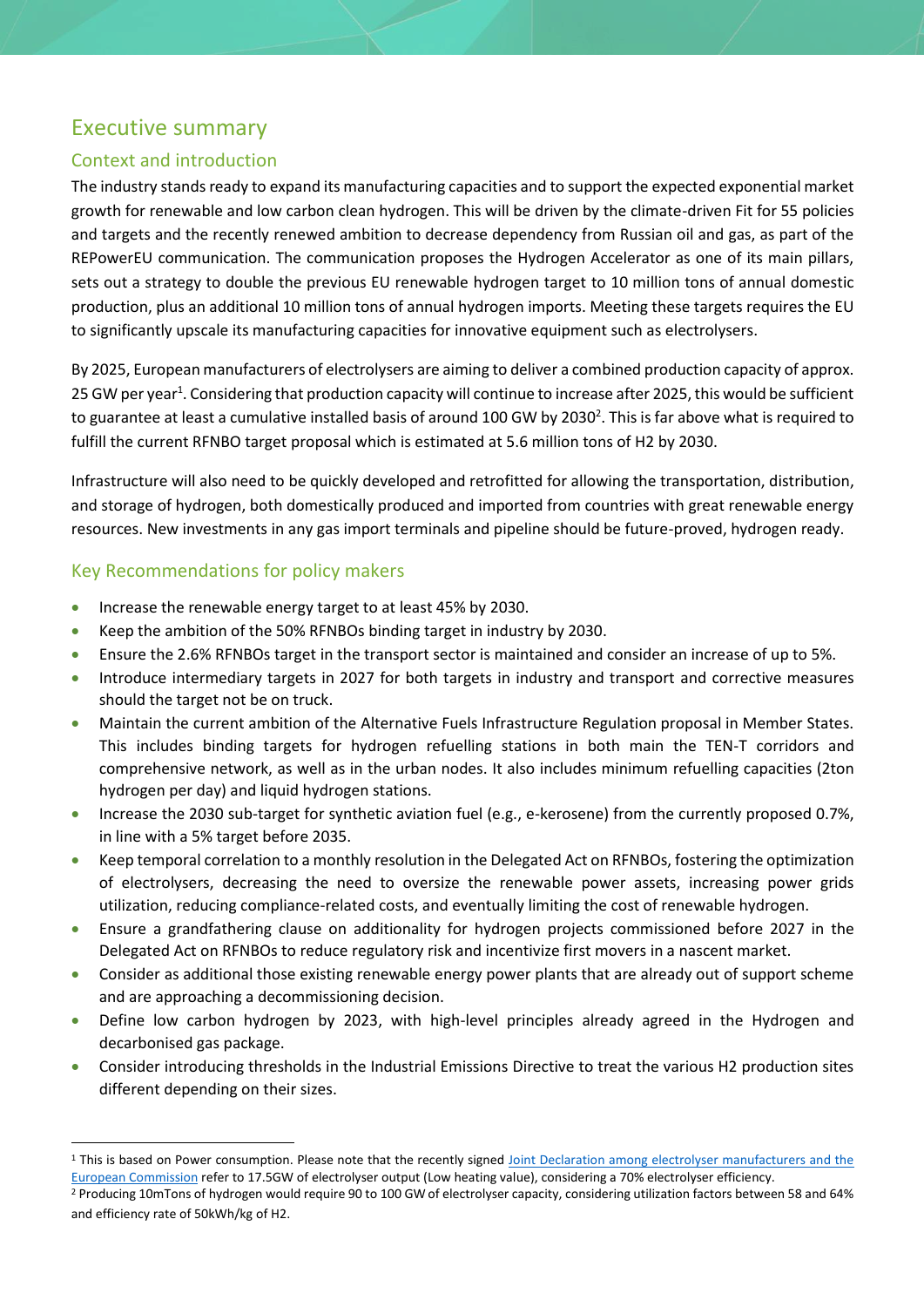# Executive summary

## Context and introduction

The industry stands ready to expand its manufacturing capacities and to support the expected exponential market growth for renewable and low carbon clean hydrogen. This will be driven by the climate-driven Fit for 55 policies and targets and the recently renewed ambition to decrease dependency from Russian oil and gas, as part of the REPowerEU communication. The communication proposes the Hydrogen Accelerator as one of its main pillars, sets out a strategy to double the previous EU renewable hydrogen target to 10 million tons of annual domestic production, plus an additional 10 million tons of annual hydrogen imports. Meeting these targets requires the EU to significantly upscale its manufacturing capacities for innovative equipment such as electrolysers.

By 2025, European manufacturers of electrolysers are aiming to deliver a combined production capacity of approx. 25 GW per year[1]. Considering that production capacity will continue to increase after 2025, this would be sufficient to guarantee at least a cumulative installed basis of around 100 GW by 2030[2]. This is far above what is required to fulfill the current RFNBO target proposal which is estimated at 5.6 million tons of H2 by 2030.

Infrastructure will also need to be quickly developed and retrofitted for allowing the transportation, distribution, and storage of hydrogen, both domestically produced and imported from countries with great renewable energy resources. New investments in any gas import terminals and pipeline should be future-proved, hydrogen ready.

## Key Recommendations for policy makers

- Increase the renewable energy target to at least 45% by 2030.
- Keep the ambition of the 50% RFNBOs binding target in industry by 2030.
- Ensure the 2.6% RFNBOs target in the transport sector is maintained and consider an increase of up to 5%.
- Introduce intermediary targets in 2027 for both targets in industry and transport and corrective measures should the target not be on truck.
- Maintain the current ambition of the Alternative Fuels Infrastructure Regulation proposal in Member States. This includes binding targets for hydrogen refuelling stations in both main the TEN-T corridors and comprehensive network, as well as in the urban nodes. It also includes minimum refuelling capacities (2ton hydrogen per day) and liquid hydrogen stations.
- Increase the 2030 sub-target for synthetic aviation fuel (e.g., e-kerosene) from the currently proposed 0.7%, in line with a 5% target before 2035.
- Keep temporal correlation to a monthly resolution in the Delegated Act on RFNBOs, fostering the optimization of electrolysers, decreasing the need to oversize the renewable power assets, increasing power grids utilization, reducing compliance-related costs, and eventually limiting the cost of renewable hydrogen.
- Ensure a grandfathering clause on additionality for hydrogen projects commissioned before 2027 in the Delegated Act on RFNBOs to reduce regulatory risk and incentivize first movers in a nascent market.
- Consider as additional those existing renewable energy power plants that are already out of support scheme and are approaching a decommissioning decision.
- Define low carbon hydrogen by 2023, with high-level principles already agreed in the Hydrogen and decarbonised gas package.
- Consider introducing thresholds in the Industrial Emissions Directive to treat the various H2 production sites different depending on their sizes.

---

[1] This is based on Power consumption. Please note that the recently signed [Joint Declaration among electrolyser manufacturers and the European Commission](#) refer to 17.5GW of electrolyser output (Low heating value), considering a 70% electrolyser efficiency.

[2] Producing 10mTons of hydrogen would require 90 to 100 GW of electrolyser capacity, considering utilization factors between 58 and 64% and efficiency rate of 50kWh/kg of H2.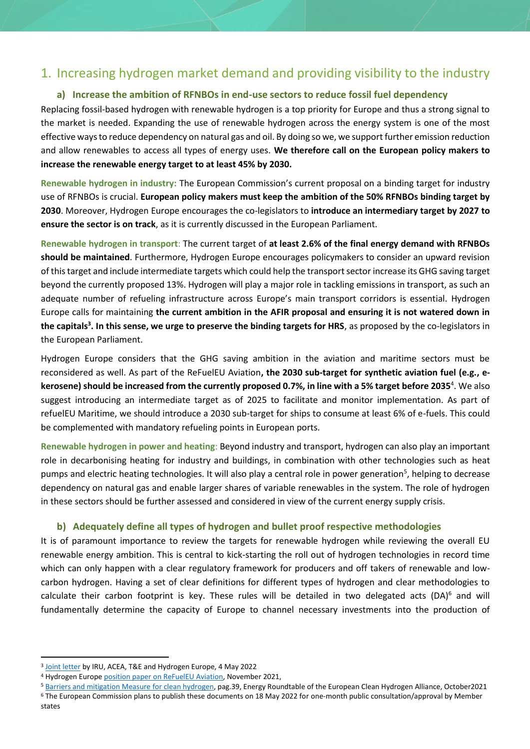# 1. Increasing hydrogen market demand and providing visibility to the industry

## a) Increase the ambition of RFNBOs in end-use sectors to reduce fossil fuel dependency

Replacing fossil-based hydrogen with renewable hydrogen is a top priority for Europe and thus a strong signal to the market is needed. Expanding the use of renewable hydrogen across the energy system is one of the most effective ways to reduce dependency on natural gas and oil. By doing so we, we support further emission reduction and allow renewables to access all types of energy uses. **We therefore call on the European policy makers to increase the renewable energy target to at least 45% by 2030.**

**Renewable hydrogen in industry:** The European Commission's current proposal on a binding target for industry use of RFNBOs is crucial. **European policy makers must keep the ambition of the 50% RFNBOs binding target by 2030**. Moreover, Hydrogen Europe encourages the co-legislators to **introduce an intermediary target by 2027 to ensure the sector is on track**, as it is currently discussed in the European Parliament.

**Renewable hydrogen in transport**: The current target of **at least 2.6% of the final energy demand with RFNBOs should be maintained**. Furthermore, Hydrogen Europe encourages policymakers to consider an upward revision of this target and include intermediate targets which could help the transport sector increase its GHG saving target beyond the currently proposed 13%. Hydrogen will play a major role in tackling emissions in transport, as such an adequate number of refueling infrastructure across Europe's main transport corridors is essential. Hydrogen Europe calls for maintaining **the current ambition in the AFIR proposal and ensuring it is not watered down in the capitals[3]. In this sense, we urge to preserve the binding targets for HRS**, as proposed by the co-legislators in the European Parliament.

Hydrogen Europe considers that the GHG saving ambition in the aviation and maritime sectors must be reconsidered as well. As part of the ReFuelEU Aviation**, the 2030 sub-target for synthetic aviation fuel (e.g., e-kerosene) should be increased from the currently proposed 0.7%, in line with a 5% target before 2035**[4]. We also suggest introducing an intermediate target as of 2025 to facilitate and monitor implementation. As part of refuelEU Maritime, we should introduce a 2030 sub-target for ships to consume at least 6% of e-fuels. This could be complemented with mandatory refueling points in European ports.

**Renewable hydrogen in power and heating**: Beyond industry and transport, hydrogen can also play an important role in decarbonising heating for industry and buildings, in combination with other technologies such as heat pumps and electric heating technologies. It will also play a central role in power generation[5], helping to decrease dependency on natural gas and enable larger shares of variable renewables in the system. The role of hydrogen in these sectors should be further assessed and considered in view of the current energy supply crisis.

## b) Adequately define all types of hydrogen and bullet proof respective methodologies

It is of paramount importance to review the targets for renewable hydrogen while reviewing the overall EU renewable energy ambition. This is central to kick-starting the roll out of hydrogen technologies in record time which can only happen with a clear regulatory framework for producers and off takers of renewable and low-carbon hydrogen. Having a set of clear definitions for different types of hydrogen and clear methodologies to calculate their carbon footprint is key. These rules will be detailed in two delegated acts (DA)[6] and will fundamentally determine the capacity of Europe to channel necessary investments into the production of

---

[3] Joint letter by IRU, ACEA, T&E and Hydrogen Europe, 4 May 2022

[4] Hydrogen Europe position paper on ReFuelEU Aviation, November 2021,

[5] Barriers and mitigation Measure for clean hydrogen, pag.39, Energy Roundtable of the European Clean Hydrogen Alliance, October2021

[6] The European Commission plans to publish these documents on 18 May 2022 for one-month public consultation/approval by Member states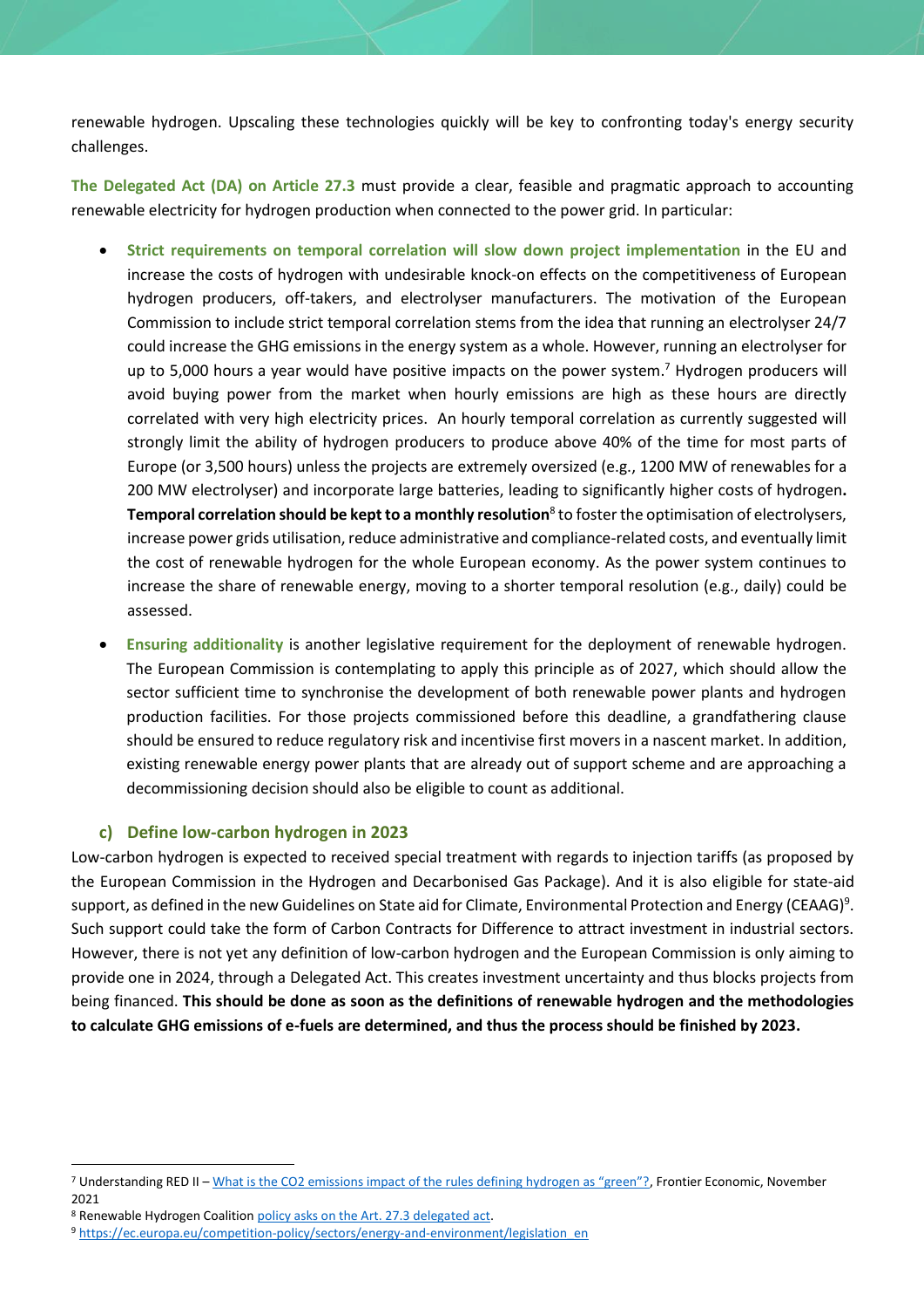renewable hydrogen. Upscaling these technologies quickly will be key to confronting today's energy security challenges.

**The Delegated Act (DA) on Article 27.3** must provide a clear, feasible and pragmatic approach to accounting renewable electricity for hydrogen production when connected to the power grid. In particular:

- **Strict requirements on temporal correlation will slow down project implementation** in the EU and increase the costs of hydrogen with undesirable knock-on effects on the competitiveness of European hydrogen producers, off-takers, and electrolyser manufacturers. The motivation of the European Commission to include strict temporal correlation stems from the idea that running an electrolyser 24/7 could increase the GHG emissions in the energy system as a whole. However, running an electrolyser for up to 5,000 hours a year would have positive impacts on the power system.[7] Hydrogen producers will avoid buying power from the market when hourly emissions are high as these hours are directly correlated with very high electricity prices. An hourly temporal correlation as currently suggested will strongly limit the ability of hydrogen producers to produce above 40% of the time for most parts of Europe (or 3,500 hours) unless the projects are extremely oversized (e.g., 1200 MW of renewables for a 200 MW electrolyser) and incorporate large batteries, leading to significantly higher costs of hydrogen**.** **Temporal correlation should be kept to a monthly resolution**[8] to foster the optimisation of electrolysers, increase power grids utilisation, reduce administrative and compliance-related costs, and eventually limit the cost of renewable hydrogen for the whole European economy. As the power system continues to increase the share of renewable energy, moving to a shorter temporal resolution (e.g., daily) could be assessed.
- **Ensuring additionality** is another legislative requirement for the deployment of renewable hydrogen. The European Commission is contemplating to apply this principle as of 2027, which should allow the sector sufficient time to synchronise the development of both renewable power plants and hydrogen production facilities. For those projects commissioned before this deadline, a grandfathering clause should be ensured to reduce regulatory risk and incentivise first movers in a nascent market. In addition, existing renewable energy power plants that are already out of support scheme and are approaching a decommissioning decision should also be eligible to count as additional.

### c) Define low-carbon hydrogen in 2023

Low-carbon hydrogen is expected to received special treatment with regards to injection tariffs (as proposed by the European Commission in the Hydrogen and Decarbonised Gas Package). And it is also eligible for state-aid support, as defined in the new Guidelines on State aid for Climate, Environmental Protection and Energy (CEAAG)[9]. Such support could take the form of Carbon Contracts for Difference to attract investment in industrial sectors. However, there is not yet any definition of low-carbon hydrogen and the European Commission is only aiming to provide one in 2024, through a Delegated Act. This creates investment uncertainty and thus blocks projects from being financed. **This should be done as soon as the definitions of renewable hydrogen and the methodologies to calculate GHG emissions of e-fuels are determined, and thus the process should be finished by 2023.**

---

[7] Understanding RED II – What is the CO2 emissions impact of the rules defining hydrogen as "green"?, Frontier Economic, November 2021

[8] Renewable Hydrogen Coalition policy asks on the Art. 27.3 delegated act.

[9] https://ec.europa.eu/competition-policy/sectors/energy-and-environment/legislation_en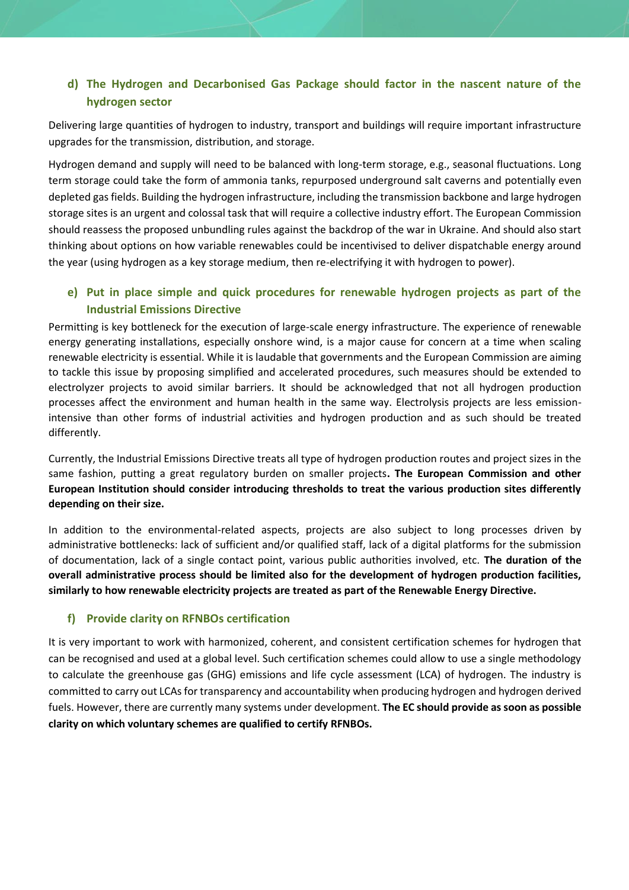### d) The Hydrogen and Decarbonised Gas Package should factor in the nascent nature of the hydrogen sector

Delivering large quantities of hydrogen to industry, transport and buildings will require important infrastructure upgrades for the transmission, distribution, and storage.

Hydrogen demand and supply will need to be balanced with long-term storage, e.g., seasonal fluctuations. Long term storage could take the form of ammonia tanks, repurposed underground salt caverns and potentially even depleted gas fields. Building the hydrogen infrastructure, including the transmission backbone and large hydrogen storage sites is an urgent and colossal task that will require a collective industry effort. The European Commission should reassess the proposed unbundling rules against the backdrop of the war in Ukraine. And should also start thinking about options on how variable renewables could be incentivised to deliver dispatchable energy around the year (using hydrogen as a key storage medium, then re-electrifying it with hydrogen to power).

### e) Put in place simple and quick procedures for renewable hydrogen projects as part of the Industrial Emissions Directive

Permitting is key bottleneck for the execution of large-scale energy infrastructure. The experience of renewable energy generating installations, especially onshore wind, is a major cause for concern at a time when scaling renewable electricity is essential. While it is laudable that governments and the European Commission are aiming to tackle this issue by proposing simplified and accelerated procedures, such measures should be extended to electrolyzer projects to avoid similar barriers. It should be acknowledged that not all hydrogen production processes affect the environment and human health in the same way. Electrolysis projects are less emission-intensive than other forms of industrial activities and hydrogen production and as such should be treated differently.

Currently, the Industrial Emissions Directive treats all type of hydrogen production routes and project sizes in the same fashion, putting a great regulatory burden on smaller projects**. The European Commission and other European Institution should consider introducing thresholds to treat the various production sites differently depending on their size.**

In addition to the environmental-related aspects, projects are also subject to long processes driven by administrative bottlenecks: lack of sufficient and/or qualified staff, lack of a digital platforms for the submission of documentation, lack of a single contact point, various public authorities involved, etc. **The duration of the overall administrative process should be limited also for the development of hydrogen production facilities, similarly to how renewable electricity projects are treated as part of the Renewable Energy Directive.**

### f) Provide clarity on RFNBOs certification

It is very important to work with harmonized, coherent, and consistent certification schemes for hydrogen that can be recognised and used at a global level. Such certification schemes could allow to use a single methodology to calculate the greenhouse gas (GHG) emissions and life cycle assessment (LCA) of hydrogen. The industry is committed to carry out LCAs for transparency and accountability when producing hydrogen and hydrogen derived fuels. However, there are currently many systems under development. **The EC should provide as soon as possible clarity on which voluntary schemes are qualified to certify RFNBOs.**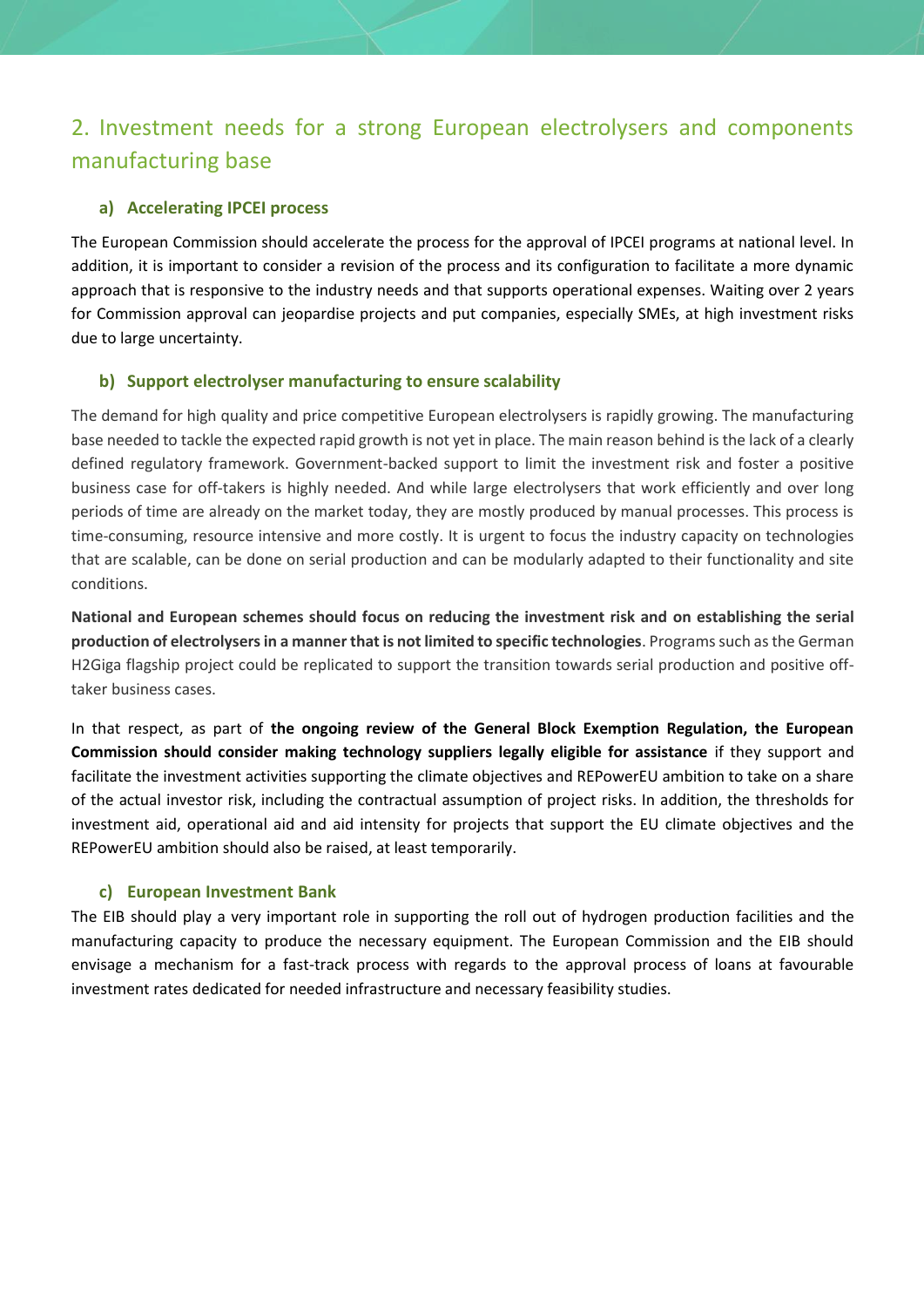## 2. Investment needs for a strong European electrolysers and components manufacturing base

### a) Accelerating IPCEI process

The European Commission should accelerate the process for the approval of IPCEI programs at national level. In addition, it is important to consider a revision of the process and its configuration to facilitate a more dynamic approach that is responsive to the industry needs and that supports operational expenses. Waiting over 2 years for Commission approval can jeopardise projects and put companies, especially SMEs, at high investment risks due to large uncertainty.

### b) Support electrolyser manufacturing to ensure scalability

The demand for high quality and price competitive European electrolysers is rapidly growing. The manufacturing base needed to tackle the expected rapid growth is not yet in place. The main reason behind is the lack of a clearly defined regulatory framework. Government-backed support to limit the investment risk and foster a positive business case for off-takers is highly needed. And while large electrolysers that work efficiently and over long periods of time are already on the market today, they are mostly produced by manual processes. This process is time-consuming, resource intensive and more costly. It is urgent to focus the industry capacity on technologies that are scalable, can be done on serial production and can be modularly adapted to their functionality and site conditions.

**National and European schemes should focus on reducing the investment risk and on establishing the serial production of electrolysers in a manner that is not limited to specific technologies**. Programs such as the German H2Giga flagship project could be replicated to support the transition towards serial production and positive off-taker business cases.

In that respect, as part of **the ongoing review of the General Block Exemption Regulation, the European Commission should consider making technology suppliers legally eligible for assistance** if they support and facilitate the investment activities supporting the climate objectives and REPowerEU ambition to take on a share of the actual investor risk, including the contractual assumption of project risks. In addition, the thresholds for investment aid, operational aid and aid intensity for projects that support the EU climate objectives and the REPowerEU ambition should also be raised, at least temporarily.

### c) European Investment Bank

The EIB should play a very important role in supporting the roll out of hydrogen production facilities and the manufacturing capacity to produce the necessary equipment. The European Commission and the EIB should envisage a mechanism for a fast-track process with regards to the approval process of loans at favourable investment rates dedicated for needed infrastructure and necessary feasibility studies.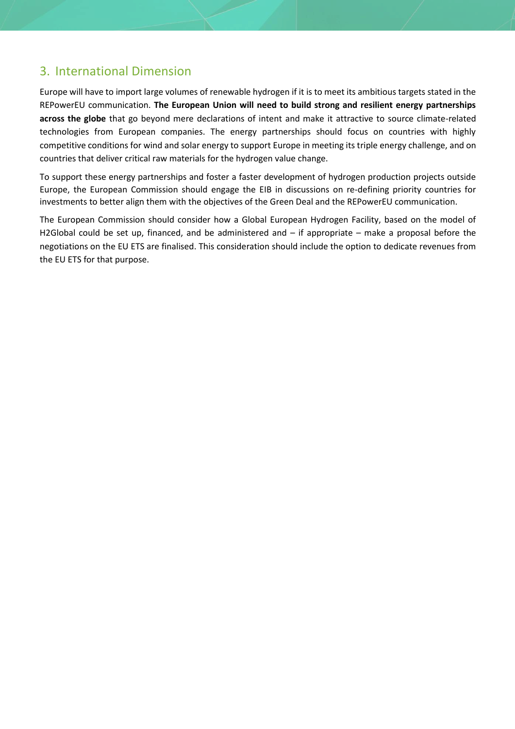## 3. International Dimension

Europe will have to import large volumes of renewable hydrogen if it is to meet its ambitious targets stated in the REPowerEU communication. **The European Union will need to build strong and resilient energy partnerships across the globe** that go beyond mere declarations of intent and make it attractive to source climate-related technologies from European companies. The energy partnerships should focus on countries with highly competitive conditions for wind and solar energy to support Europe in meeting its triple energy challenge, and on countries that deliver critical raw materials for the hydrogen value change.

To support these energy partnerships and foster a faster development of hydrogen production projects outside Europe, the European Commission should engage the EIB in discussions on re-defining priority countries for investments to better align them with the objectives of the Green Deal and the REPowerEU communication.

The European Commission should consider how a Global European Hydrogen Facility, based on the model of H2Global could be set up, financed, and be administered and – if appropriate – make a proposal before the negotiations on the EU ETS are finalised. This consideration should include the option to dedicate revenues from the EU ETS for that purpose.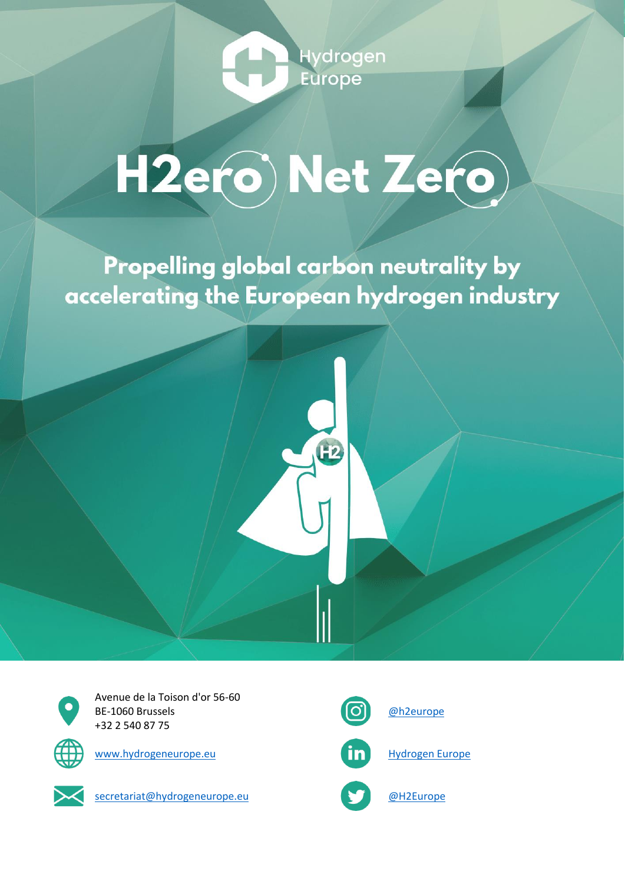Hydrogen Europe

# H2ero Net Zero

## Propelling global carbon neutrality by accelerating the European hydrogen industry

Avenue de la Toison d'or 56-60
BE-1060 Brussels
+32 2 540 87 75

www.hydrogeneurope.eu

secretariat@hydrogeneurope.eu

@h2europe

Hydrogen Europe

@H2Europe